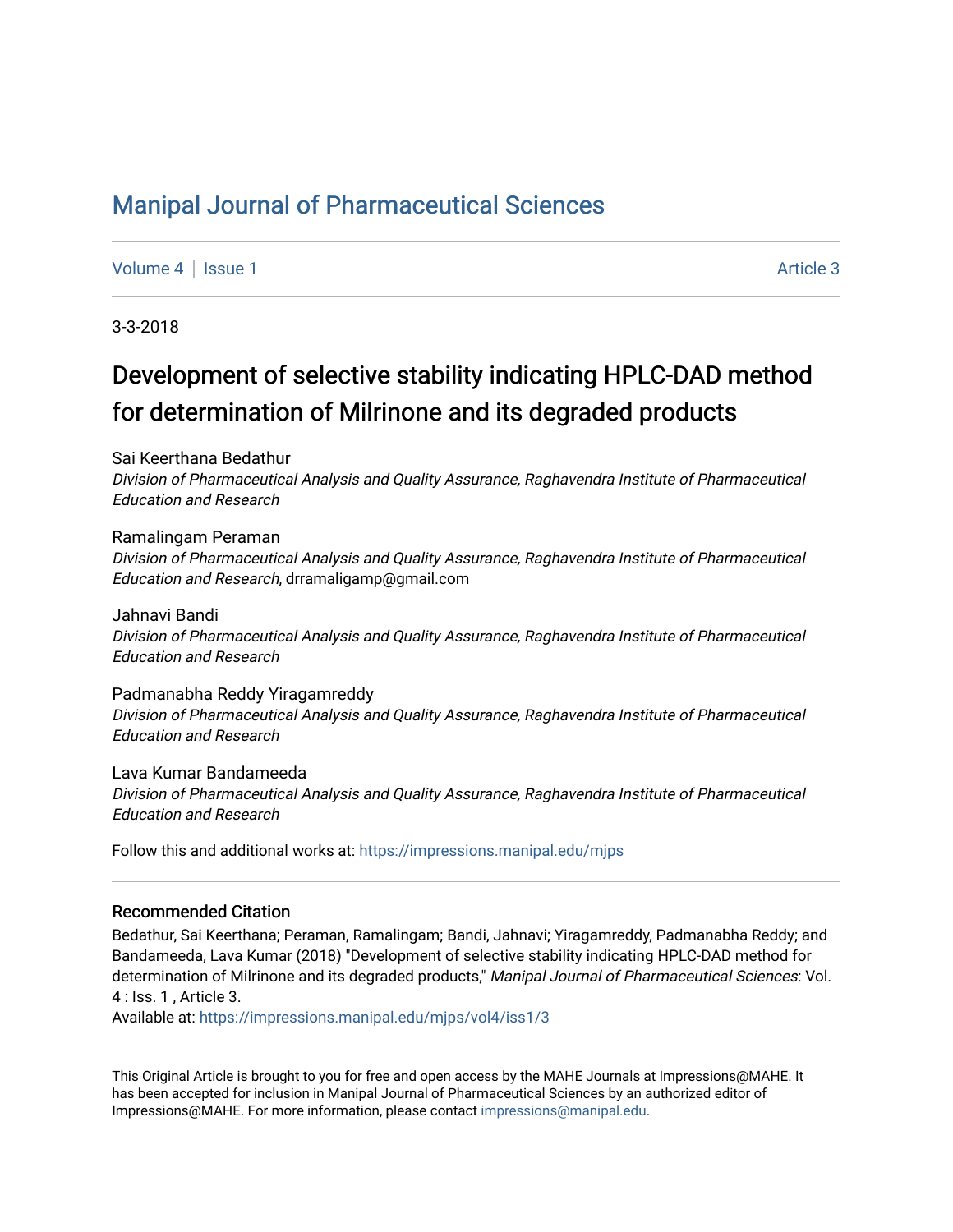# Manipal Journal of Pharmaceutical Sciences

Volume 4 | Issue 1 Article 3

3-3-2018

## Development of selective stability indicating HPLC-DAD method for determination of Milrinone and its degraded products

Sai Keerthana Bedathur
*Division of Pharmaceutical Analysis and Quality Assurance, Raghavendra Institute of Pharmaceutical Education and Research*

Ramalingam Peraman
*Division of Pharmaceutical Analysis and Quality Assurance, Raghavendra Institute of Pharmaceutical Education and Research*, drramaligamp@gmail.com

Jahnavi Bandi
*Division of Pharmaceutical Analysis and Quality Assurance, Raghavendra Institute of Pharmaceutical Education and Research*

Padmanabha Reddy Yiragamreddy
*Division of Pharmaceutical Analysis and Quality Assurance, Raghavendra Institute of Pharmaceutical Education and Research*

Lava Kumar Bandameeda
*Division of Pharmaceutical Analysis and Quality Assurance, Raghavendra Institute of Pharmaceutical Education and Research*

Follow this and additional works at: https://impressions.manipal.edu/mjps

### Recommended Citation

Bedathur, Sai Keerthana; Peraman, Ramalingam; Bandi, Jahnavi; Yiragamreddy, Padmanabha Reddy; and Bandameeda, Lava Kumar (2018) "Development of selective stability indicating HPLC-DAD method for determination of Milrinone and its degraded products," *Manipal Journal of Pharmaceutical Sciences*: Vol. 4 : Iss. 1 , Article 3.
Available at: https://impressions.manipal.edu/mjps/vol4/iss1/3

This Original Article is brought to you for free and open access by the MAHE Journals at Impressions@MAHE. It has been accepted for inclusion in Manipal Journal of Pharmaceutical Sciences by an authorized editor of Impressions@MAHE. For more information, please contact impressions@manipal.edu.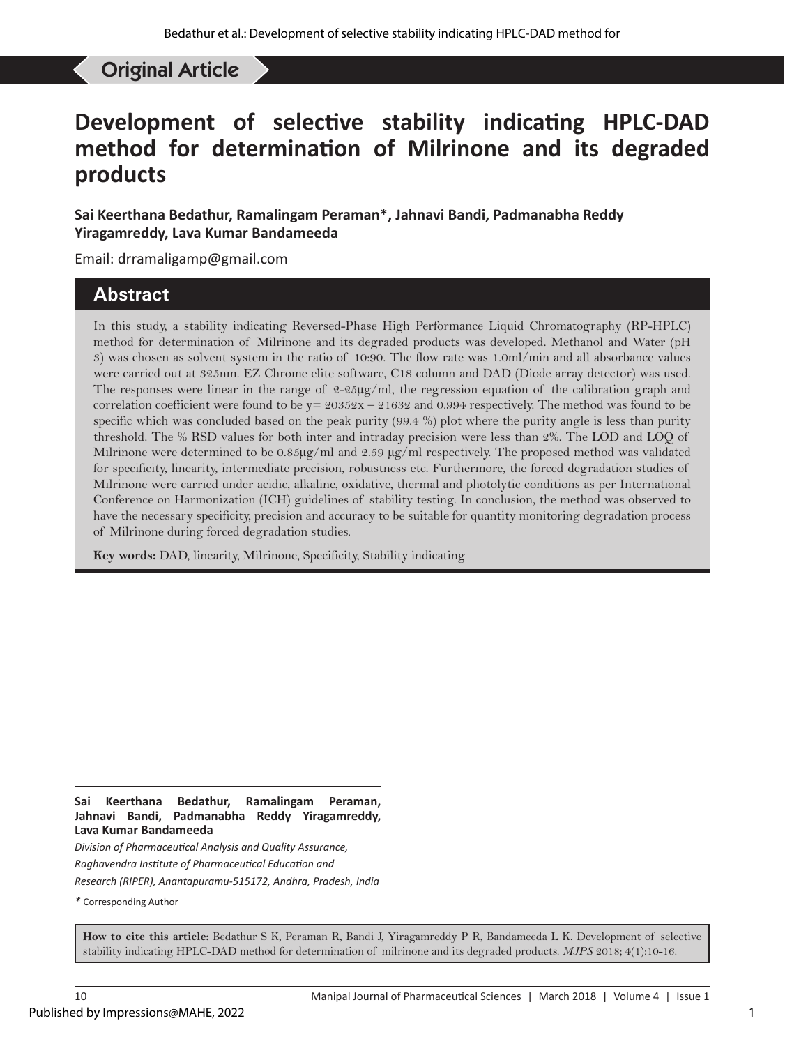Original Article

# Development of selective stability indicating HPLC-DAD method for determination of Milrinone and its degraded products

**Sai Keerthana Bedathur, Ramalingam Peraman*, Jahnavi Bandi, Padmanabha Reddy Yiragamreddy, Lava Kumar Bandameeda**

Email: drramaligamp@gmail.com

## Abstract

In this study, a stability indicating Reversed-Phase High Performance Liquid Chromatography (RP-HPLC) method for determination of Milrinone and its degraded products was developed. Methanol and Water (pH 3) was chosen as solvent system in the ratio of 10:90. The flow rate was 1.0ml/min and all absorbance values were carried out at 325nm. EZ Chrome elite software, C18 column and DAD (Diode array detector) was used. The responses were linear in the range of 2-25μg/ml, the regression equation of the calibration graph and correlation coefficient were found to be y= 20352x – 21632 and 0.994 respectively. The method was found to be specific which was concluded based on the peak purity (99.4 %) plot where the purity angle is less than purity threshold. The % RSD values for both inter and intraday precision were less than 2%. The LOD and LOQ of Milrinone were determined to be 0.85μg/ml and 2.59 μg/ml respectively. The proposed method was validated for specificity, linearity, intermediate precision, robustness etc. Furthermore, the forced degradation studies of Milrinone were carried under acidic, alkaline, oxidative, thermal and photolytic conditions as per International Conference on Harmonization (ICH) guidelines of stability testing. In conclusion, the method was observed to have the necessary specificity, precision and accuracy to be suitable for quantity monitoring degradation process of Milrinone during forced degradation studies.

**Key words:** DAD, linearity, Milrinone, Specificity, Stability indicating

---

**Sai Keerthana Bedathur, Ramalingam Peraman, Jahnavi Bandi, Padmanabha Reddy Yiragamreddy, Lava Kumar Bandameeda**

*Division of Pharmaceutical Analysis and Quality Assurance, Raghavendra Institute of Pharmaceutical Education and Research (RIPER), Anantapuramu-515172, Andhra, Pradesh, India*

\* Corresponding Author

**How to cite this article:** Bedathur S K, Peraman R, Bandi J, Yiragamreddy P R, Bandameeda L K. Development of selective stability indicating HPLC-DAD method for determination of milrinone and its degraded products. *MJPS* 2018; 4(1):10-16.